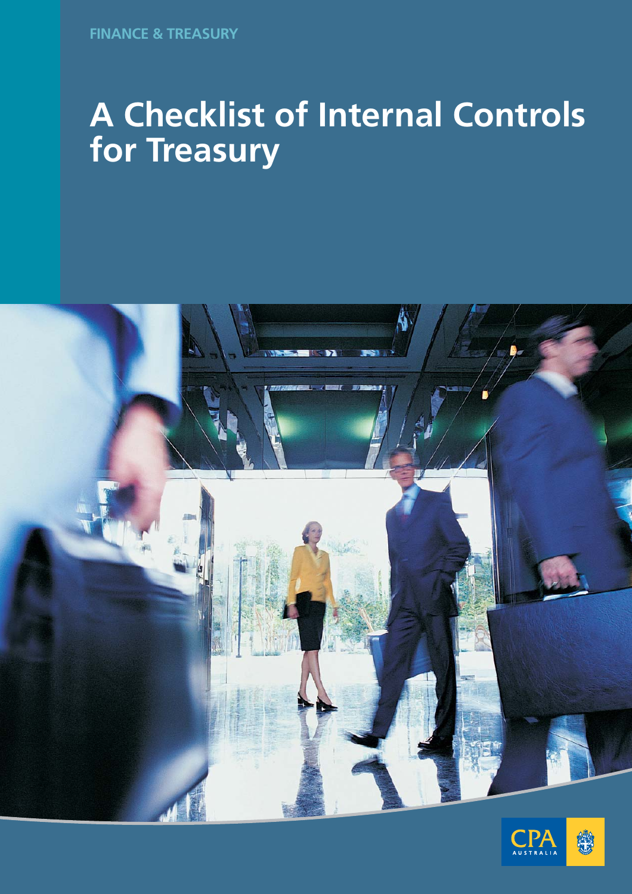FINANCE & TREASURY

# A Checklist of Internal Controls for Treasury

CPA AUSTRALIA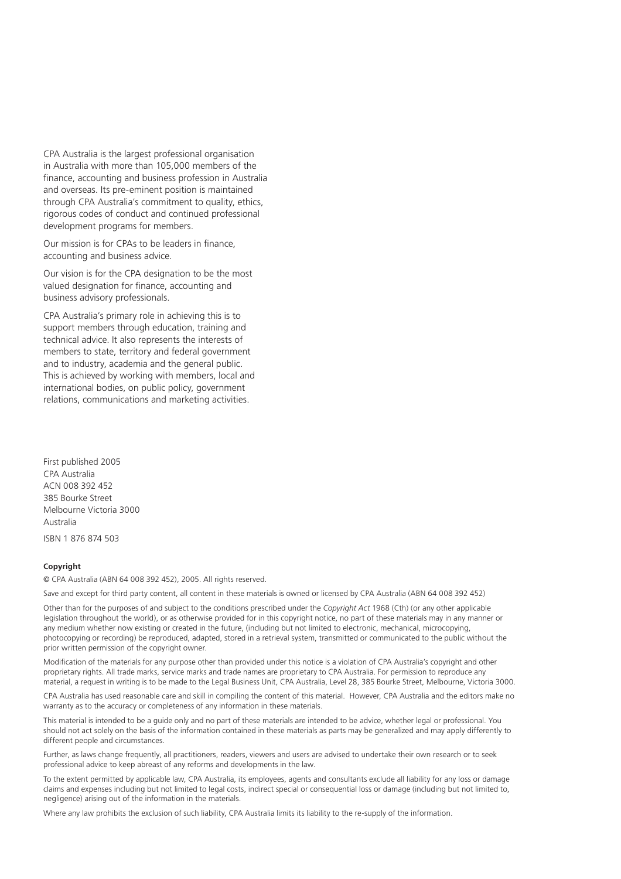CPA Australia is the largest professional organisation in Australia with more than 105,000 members of the finance, accounting and business profession in Australia and overseas. Its pre-eminent position is maintained through CPA Australia's commitment to quality, ethics, rigorous codes of conduct and continued professional development programs for members.

Our mission is for CPAs to be leaders in finance, accounting and business advice.

Our vision is for the CPA designation to be the most valued designation for finance, accounting and business advisory professionals.

CPA Australia's primary role in achieving this is to support members through education, training and technical advice. It also represents the interests of members to state, territory and federal government and to industry, academia and the general public. This is achieved by working with members, local and international bodies, on public policy, government relations, communications and marketing activities.

First published 2005
CPA Australia
ACN 008 392 452
385 Bourke Street
Melbourne Victoria 3000
Australia

ISBN 1 876 874 503

**Copyright**

© CPA Australia (ABN 64 008 392 452), 2005. All rights reserved.

Save and except for third party content, all content in these materials is owned or licensed by CPA Australia (ABN 64 008 392 452)

Other than for the purposes of and subject to the conditions prescribed under the *Copyright Act* 1968 (Cth) (or any other applicable legislation throughout the world), or as otherwise provided for in this copyright notice, no part of these materials may in any manner or any medium whether now existing or created in the future, (including but not limited to electronic, mechanical, microcopying, photocopying or recording) be reproduced, adapted, stored in a retrieval system, transmitted or communicated to the public without the prior written permission of the copyright owner.

Modification of the materials for any purpose other than provided under this notice is a violation of CPA Australia's copyright and other proprietary rights. All trade marks, service marks and trade names are proprietary to CPA Australia. For permission to reproduce any material, a request in writing is to be made to the Legal Business Unit, CPA Australia, Level 28, 385 Bourke Street, Melbourne, Victoria 3000.

CPA Australia has used reasonable care and skill in compiling the content of this material. However, CPA Australia and the editors make no warranty as to the accuracy or completeness of any information in these materials.

This material is intended to be a guide only and no part of these materials are intended to be advice, whether legal or professional. You should not act solely on the basis of the information contained in these materials as parts may be generalized and may apply differently to different people and circumstances.

Further, as laws change frequently, all practitioners, readers, viewers and users are advised to undertake their own research or to seek professional advice to keep abreast of any reforms and developments in the law.

To the extent permitted by applicable law, CPA Australia, its employees, agents and consultants exclude all liability for any loss or damage claims and expenses including but not limited to legal costs, indirect special or consequential loss or damage (including but not limited to, negligence) arising out of the information in the materials.

Where any law prohibits the exclusion of such liability, CPA Australia limits its liability to the re-supply of the information.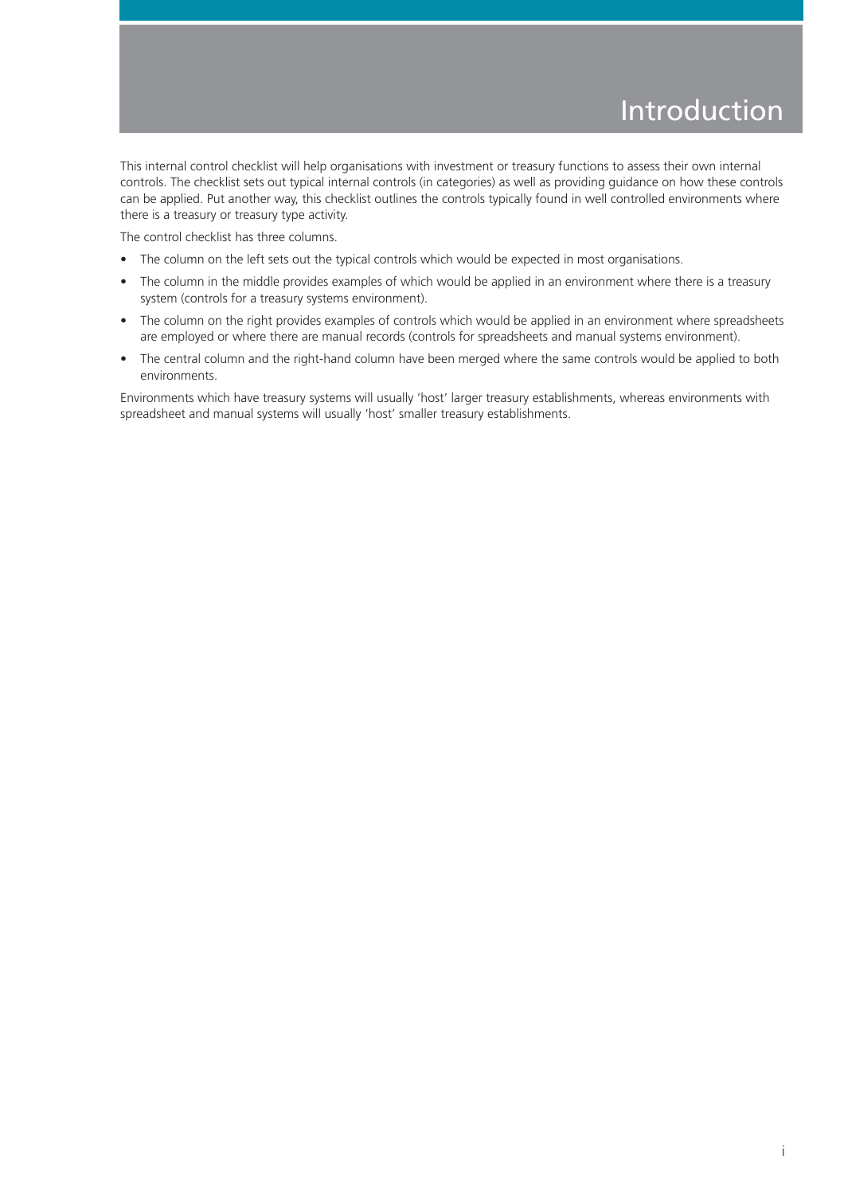# Introduction

This internal control checklist will help organisations with investment or treasury functions to assess their own internal controls. The checklist sets out typical internal controls (in categories) as well as providing guidance on how these controls can be applied. Put another way, this checklist outlines the controls typically found in well controlled environments where there is a treasury or treasury type activity.

The control checklist has three columns.

- The column on the left sets out the typical controls which would be expected in most organisations.
- The column in the middle provides examples of which would be applied in an environment where there is a treasury system (controls for a treasury systems environment).
- The column on the right provides examples of controls which would be applied in an environment where spreadsheets are employed or where there are manual records (controls for spreadsheets and manual systems environment).
- The central column and the right-hand column have been merged where the same controls would be applied to both environments.

Environments which have treasury systems will usually 'host' larger treasury establishments, whereas environments with spreadsheet and manual systems will usually 'host' smaller treasury establishments.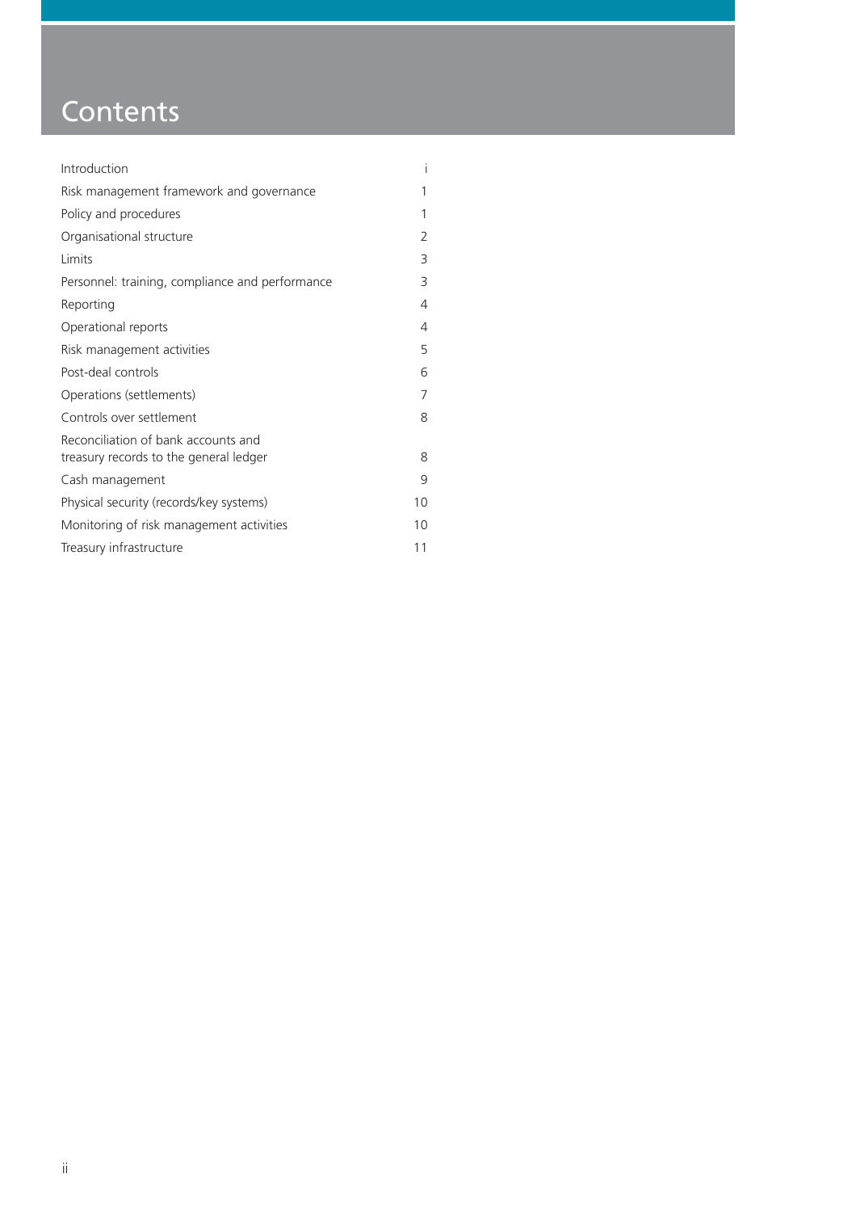# Contents

| | |
|---|---|
| Introduction | i |
| Risk management framework and governance | 1 |
| Policy and procedures | 1 |
| Organisational structure | 2 |
| Limits | 3 |
| Personnel: training, compliance and performance | 3 |
| Reporting | 4 |
| Operational reports | 4 |
| Risk management activities | 5 |
| Post-deal controls | 6 |
| Operations (settlements) | 7 |
| Controls over settlement | 8 |
| Reconciliation of bank accounts and treasury records to the general ledger | 8 |
| Cash management | 9 |
| Physical security (records/key systems) | 10 |
| Monitoring of risk management activities | 10 |
| Treasury infrastructure | 11 |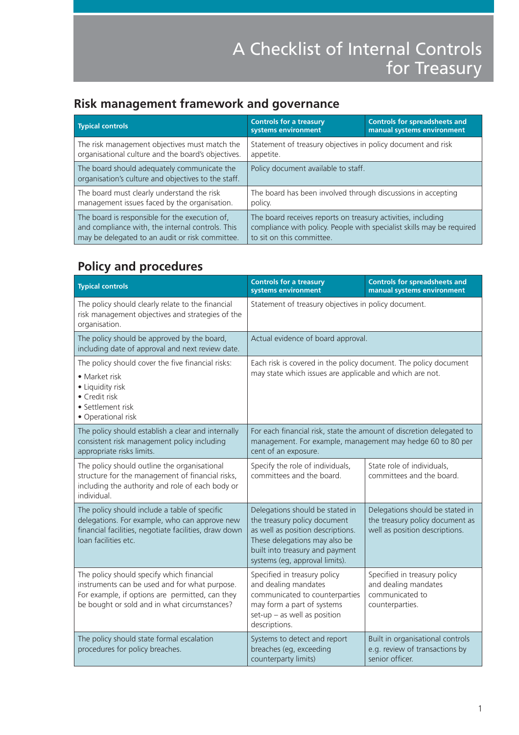# A Checklist of Internal Controls for Treasury

## Risk management framework and governance

| Typical controls | Controls for a treasury systems environment | Controls for spreadsheets and manual systems environment |
|---|---|---|
| The risk management objectives must match the organisational culture and the board's objectives. | Statement of treasury objectives in policy document and risk appetite. | |
| The board should adequately communicate the organisation's culture and objectives to the staff. | Policy document available to staff. | |
| The board must clearly understand the risk management issues faced by the organisation. | The board has been involved through discussions in accepting policy. | |
| The board is responsible for the execution of, and compliance with, the internal controls. This may be delegated to an audit or risk committee. | The board receives reports on treasury activities, including compliance with policy. People with specialist skills may be required to sit on this committee. | |

## Policy and procedures

| Typical controls | Controls for a treasury systems environment | Controls for spreadsheets and manual systems environment |
|---|---|---|
| The policy should clearly relate to the financial risk management objectives and strategies of the organisation. | Statement of treasury objectives in policy document. | |
| The policy should be approved by the board, including date of approval and next review date. | Actual evidence of board approval. | |
| The policy should cover the five financial risks:<br>• Market risk<br>• Liquidity risk<br>• Credit risk<br>• Settlement risk<br>• Operational risk | Each risk is covered in the policy document. The policy document may state which issues are applicable and which are not. | |
| The policy should establish a clear and internally consistent risk management policy including appropriate risks limits. | For each financial risk, state the amount of discretion delegated to management. For example, management may hedge 60 to 80 per cent of an exposure. | |
| The policy should outline the organisational structure for the management of financial risks, including the authority and role of each body or individual. | Specify the role of individuals, committees and the board. | State role of individuals, committees and the board. |
| The policy should include a table of specific delegations. For example, who can approve new financial facilities, negotiate facilities, draw down loan facilities etc. | Delegations should be stated in the treasury policy document as well as position descriptions. These delegations may also be built into treasury and payment systems (eg, approval limits). | Delegations should be stated in the treasury policy document as well as position descriptions. |
| The policy should specify which financial instruments can be used and for what purpose. For example, if options are permitted, can they be bought or sold and in what circumstances? | Specified in treasury policy and dealing mandates communicated to counterparties may form a part of systems set-up – as well as position descriptions. | Specified in treasury policy and dealing mandates communicated to counterparties. |
| The policy should state formal escalation procedures for policy breaches. | Systems to detect and report breaches (eg, exceeding counterparty limits) | Built in organisational controls e.g. review of transactions by senior officer. |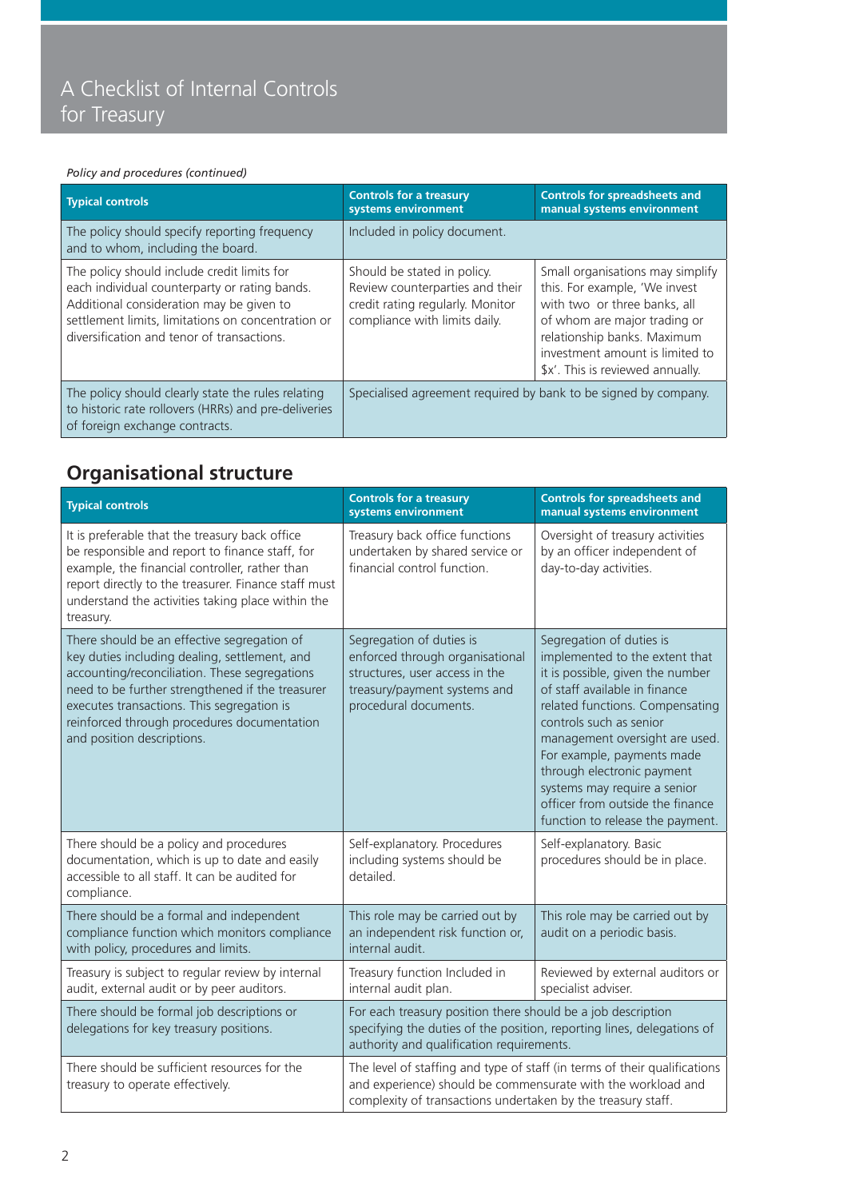*Policy and procedures (continued)*

| Typical controls | Controls for a treasury systems environment | Controls for spreadsheets and manual systems environment |
|---|---|---|
| The policy should specify reporting frequency and to whom, including the board. | Included in policy document. | |
| The policy should include credit limits for each individual counterparty or rating bands. Additional consideration may be given to settlement limits, limitations on concentration or diversification and tenor of transactions. | Should be stated in policy. Review counterparties and their credit rating regularly. Monitor compliance with limits daily. | Small organisations may simplify this. For example, 'We invest with two or three banks, all of whom are major trading or relationship banks. Maximum investment amount is limited to $x'. This is reviewed annually. |
| The policy should clearly state the rules relating to historic rate rollovers (HRRs) and pre-deliveries of foreign exchange contracts. | Specialised agreement required by bank to be signed by company. | |

## Organisational structure

| Typical controls | Controls for a treasury systems environment | Controls for spreadsheets and manual systems environment |
|---|---|---|
| It is preferable that the treasury back office be responsible and report to finance staff, for example, the financial controller, rather than report directly to the treasurer. Finance staff must understand the activities taking place within the treasury. | Treasury back office functions undertaken by shared service or financial control function. | Oversight of treasury activities by an officer independent of day-to-day activities. |
| There should be an effective segregation of key duties including dealing, settlement, and accounting/reconciliation. These segregations need to be further strengthened if the treasurer executes transactions. This segregation is reinforced through procedures documentation and position descriptions. | Segregation of duties is enforced through organisational structures, user access in the treasury/payment systems and procedural documents. | Segregation of duties is implemented to the extent that it is possible, given the number of staff available in finance related functions. Compensating controls such as senior management oversight are used. For example, payments made through electronic payment systems may require a senior officer from outside the finance function to release the payment. |
| There should be a policy and procedures documentation, which is up to date and easily accessible to all staff. It can be audited for compliance. | Self-explanatory. Procedures including systems should be detailed. | Self-explanatory. Basic procedures should be in place. |
| There should be a formal and independent compliance function which monitors compliance with policy, procedures and limits. | This role may be carried out by an independent risk function or, internal audit. | This role may be carried out by audit on a periodic basis. |
| Treasury is subject to regular review by internal audit, external audit or by peer auditors. | Treasury function Included in internal audit plan. | Reviewed by external auditors or specialist adviser. |
| There should be formal job descriptions or delegations for key treasury positions. | For each treasury position there should be a job description specifying the duties of the position, reporting lines, delegations of authority and qualification requirements. | |
| There should be sufficient resources for the treasury to operate effectively. | The level of staffing and type of staff (in terms of their qualifications and experience) should be commensurate with the workload and complexity of transactions undertaken by the treasury staff. | |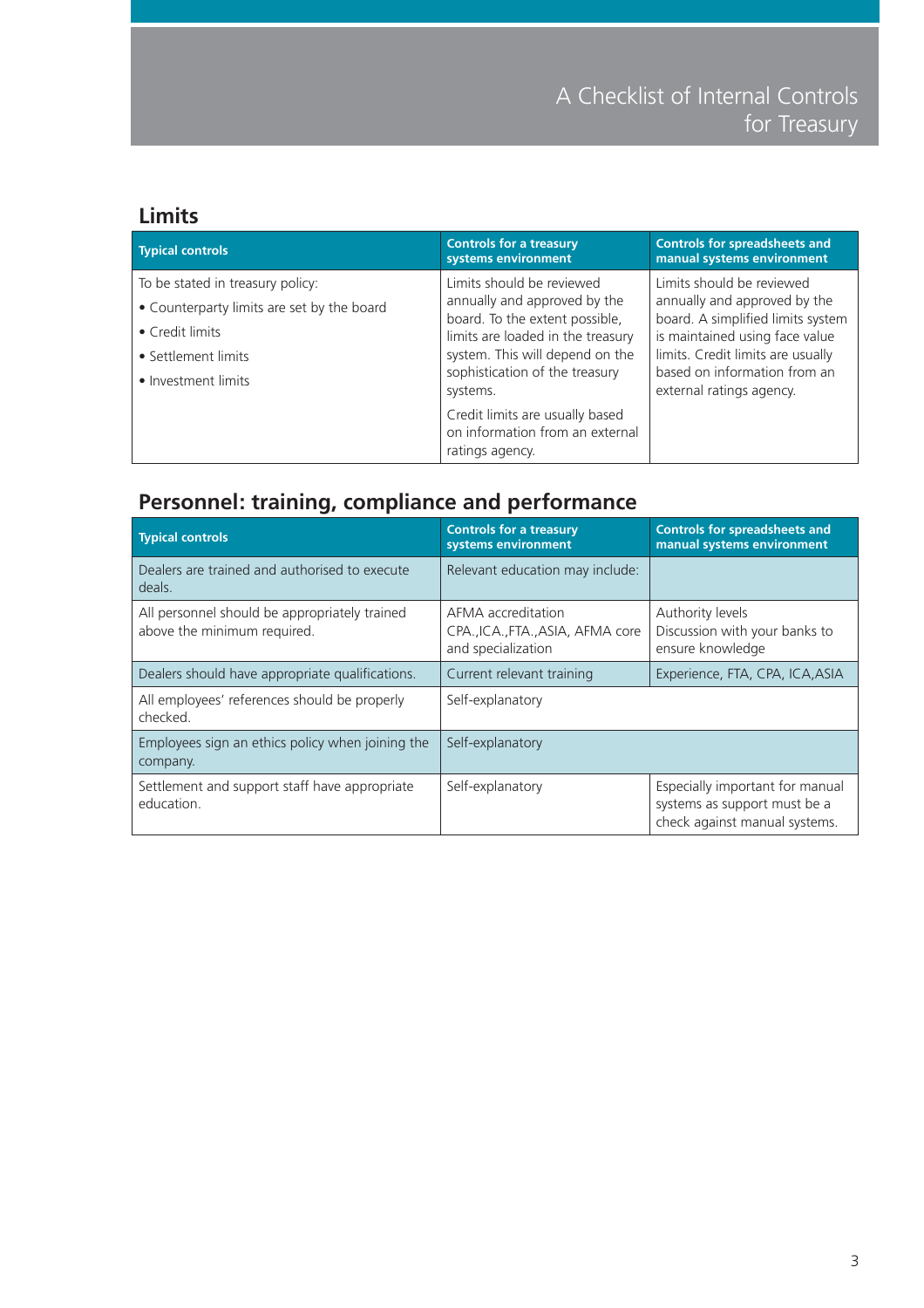## Limits

| Typical controls | Controls for a treasury systems environment | Controls for spreadsheets and manual systems environment |
| --- | --- | --- |
| To be stated in treasury policy:<br>• Counterparty limits are set by the board<br>• Credit limits<br>• Settlement limits<br>• Investment limits | Limits should be reviewed annually and approved by the board. To the extent possible, limits are loaded in the treasury system. This will depend on the sophistication of the treasury systems.<br><br>Credit limits are usually based on information from an external ratings agency. | Limits should be reviewed annually and approved by the board. A simplified limits system is maintained using face value limits. Credit limits are usually based on information from an external ratings agency. |

## Personnel: training, compliance and performance

| Typical controls | Controls for a treasury systems environment | Controls for spreadsheets and manual systems environment |
| --- | --- | --- |
| Dealers are trained and authorised to execute deals. | Relevant education may include: | |
| All personnel should be appropriately trained above the minimum required. | AFMA accreditation CPA.,ICA.,FTA.,ASIA, AFMA core and specialization | Authority levels Discussion with your banks to ensure knowledge |
| Dealers should have appropriate qualifications. | Current relevant training | Experience, FTA, CPA, ICA,ASIA |
| All employees' references should be properly checked. | Self-explanatory | |
| Employees sign an ethics policy when joining the company. | Self-explanatory | |
| Settlement and support staff have appropriate education. | Self-explanatory | Especially important for manual systems as support must be a check against manual systems. |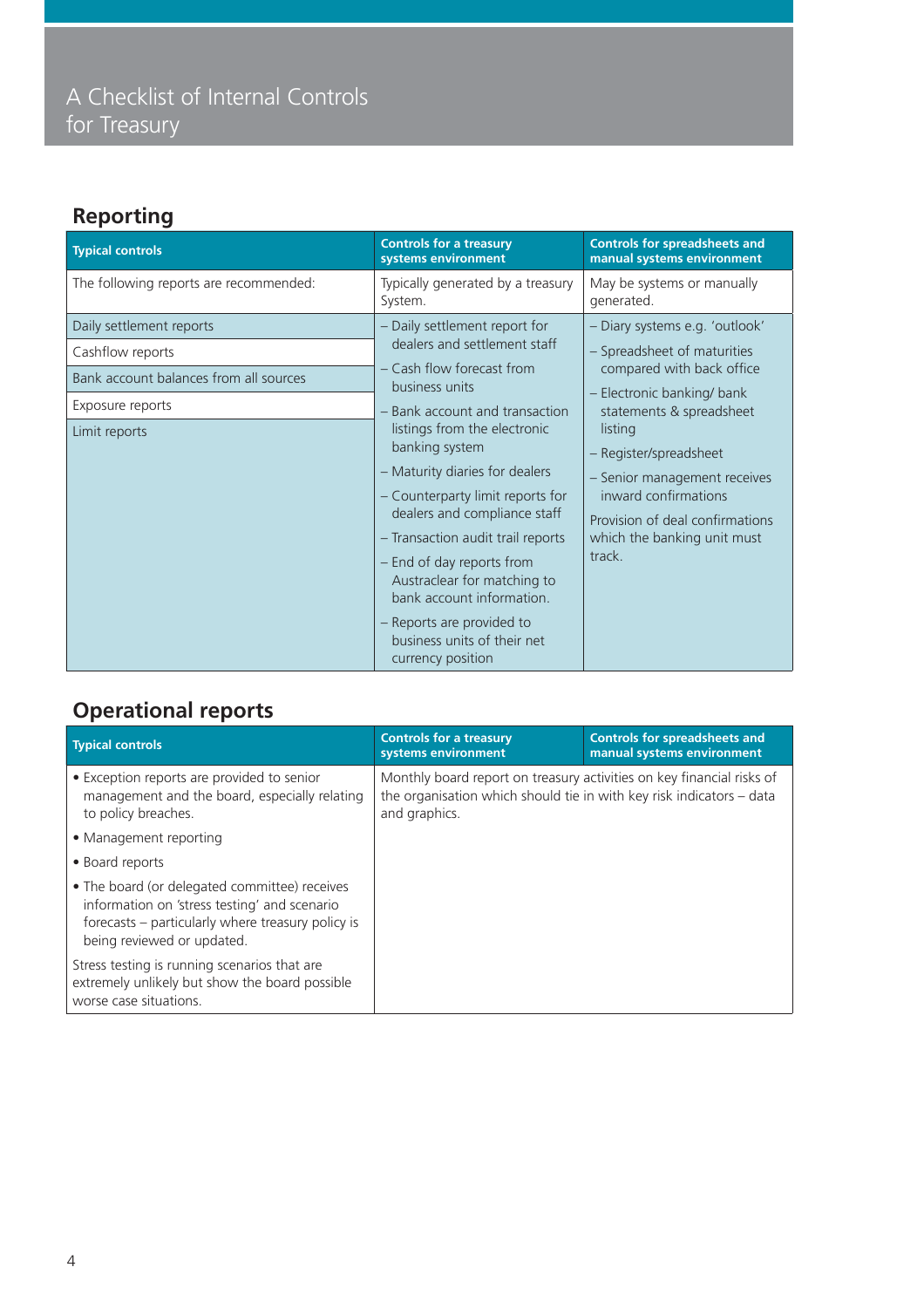## Reporting

| Typical controls | Controls for a treasury systems environment | Controls for spreadsheets and manual systems environment |
|---|---|---|
| The following reports are recommended: | Typically generated by a treasury System. | May be systems or manually generated. |
| Daily settlement reports<br>Cashflow reports<br>Bank account balances from all sources<br>Exposure reports<br>Limit reports | – Daily settlement report for dealers and settlement staff<br>– Cash flow forecast from business units<br>– Bank account and transaction listings from the electronic banking system<br>– Maturity diaries for dealers<br>– Counterparty limit reports for dealers and compliance staff<br>– Transaction audit trail reports<br>– End of day reports from Austraclear for matching to bank account information.<br>– Reports are provided to business units of their net currency position | – Diary systems e.g. 'outlook'<br>– Spreadsheet of maturities compared with back office<br>– Electronic banking/ bank statements & spreadsheet listing<br>– Register/spreadsheet<br>– Senior management receives inward confirmations<br>Provision of deal confirmations which the banking unit must track. |

## Operational reports

| Typical controls | Controls for a treasury systems environment | Controls for spreadsheets and manual systems environment |
|---|---|---|
| • Exception reports are provided to senior management and the board, especially relating to policy breaches.<br>• Management reporting<br>• Board reports<br>• The board (or delegated committee) receives information on 'stress testing' and scenario forecasts – particularly where treasury policy is being reviewed or updated.<br>Stress testing is running scenarios that are extremely unlikely but show the board possible worse case situations. | Monthly board report on treasury activities on key financial risks of the organisation which should tie in with key risk indicators – data and graphics. | |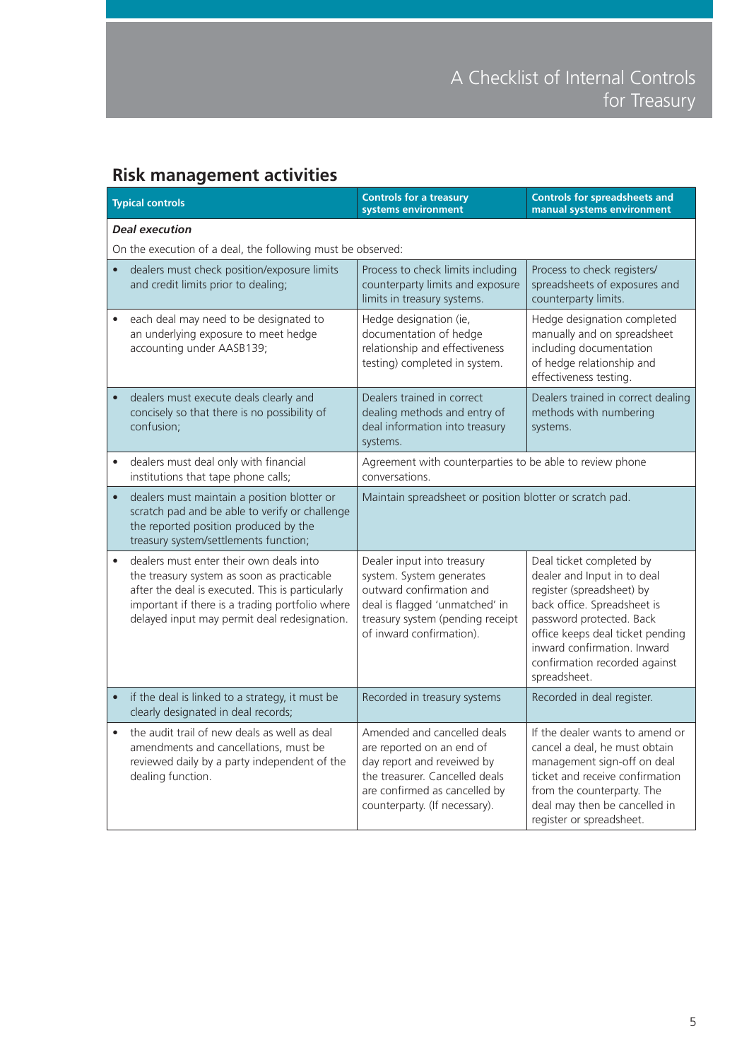## Risk management activities

| Typical controls | Controls for a treasury systems environment | Controls for spreadsheets and manual systems environment |
| --- | --- | --- |
| ***Deal execution*** | | |
| On the execution of a deal, the following must be observed: | | |
| • dealers must check position/exposure limits and credit limits prior to dealing; | Process to check limits including counterparty limits and exposure limits in treasury systems. | Process to check registers/ spreadsheets of exposures and counterparty limits. |
| • each deal may need to be designated to an underlying exposure to meet hedge accounting under AASB139; | Hedge designation (ie, documentation of hedge relationship and effectiveness testing) completed in system. | Hedge designation completed manually and on spreadsheet including documentation of hedge relationship and effectiveness testing. |
| • dealers must execute deals clearly and concisely so that there is no possibility of confusion; | Dealers trained in correct dealing methods and entry of deal information into treasury systems. | Dealers trained in correct dealing methods with numbering systems. |
| • dealers must deal only with financial institutions that tape phone calls; | Agreement with counterparties to be able to review phone conversations. | |
| • dealers must maintain a position blotter or scratch pad and be able to verify or challenge the reported position produced by the treasury system/settlements function; | Maintain spreadsheet or position blotter or scratch pad. | |
| • dealers must enter their own deals into the treasury system as soon as practicable after the deal is executed. This is particularly important if there is a trading portfolio where delayed input may permit deal redesignation. | Dealer input into treasury system. System generates outward confirmation and deal is flagged 'unmatched' in treasury system (pending receipt of inward confirmation). | Deal ticket completed by dealer and Input in to deal register (spreadsheet) by back office. Spreadsheet is password protected. Back office keeps deal ticket pending inward confirmation. Inward confirmation recorded against spreadsheet. |
| • if the deal is linked to a strategy, it must be clearly designated in deal records; | Recorded in treasury systems | Recorded in deal register. |
| • the audit trail of new deals as well as deal amendments and cancellations, must be reviewed daily by a party independent of the dealing function. | Amended and cancelled deals are reported on an end of day report and reviewed by the treasurer. Cancelled deals are confirmed as cancelled by counterparty. (If necessary). | If the dealer wants to amend or cancel a deal, he must obtain management sign-off on deal ticket and receive confirmation from the counterparty. The deal may then be cancelled in register or spreadsheet. |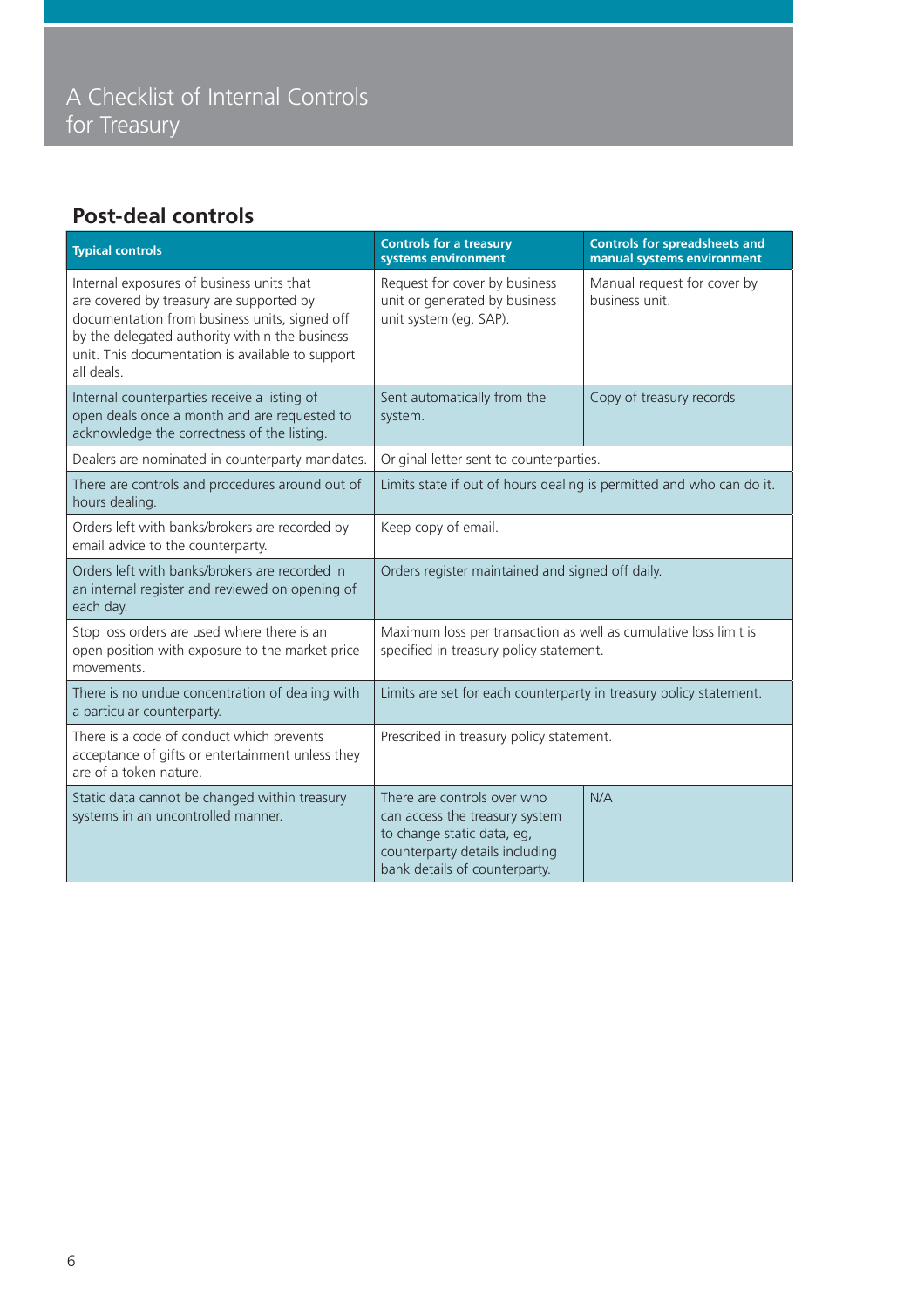## Post-deal controls

| Typical controls | Controls for a treasury systems environment | Controls for spreadsheets and manual systems environment |
|---|---|---|
| Internal exposures of business units that are covered by treasury are supported by documentation from business units, signed off by the delegated authority within the business unit. This documentation is available to support all deals. | Request for cover by business unit or generated by business unit system (eg, SAP). | Manual request for cover by business unit. |
| Internal counterparties receive a listing of open deals once a month and are requested to acknowledge the correctness of the listing. | Sent automatically from the system. | Copy of treasury records |
| Dealers are nominated in counterparty mandates. | Original letter sent to counterparties. | |
| There are controls and procedures around out of hours dealing. | Limits state if out of hours dealing is permitted and who can do it. | |
| Orders left with banks/brokers are recorded by email advice to the counterparty. | Keep copy of email. | |
| Orders left with banks/brokers are recorded in an internal register and reviewed on opening of each day. | Orders register maintained and signed off daily. | |
| Stop loss orders are used where there is an open position with exposure to the market price movements. | Maximum loss per transaction as well as cumulative loss limit is specified in treasury policy statement. | |
| There is no undue concentration of dealing with a particular counterparty. | Limits are set for each counterparty in treasury policy statement. | |
| There is a code of conduct which prevents acceptance of gifts or entertainment unless they are of a token nature. | Prescribed in treasury policy statement. | |
| Static data cannot be changed within treasury systems in an uncontrolled manner. | There are controls over who can access the treasury system to change static data, eg, counterparty details including bank details of counterparty. | N/A |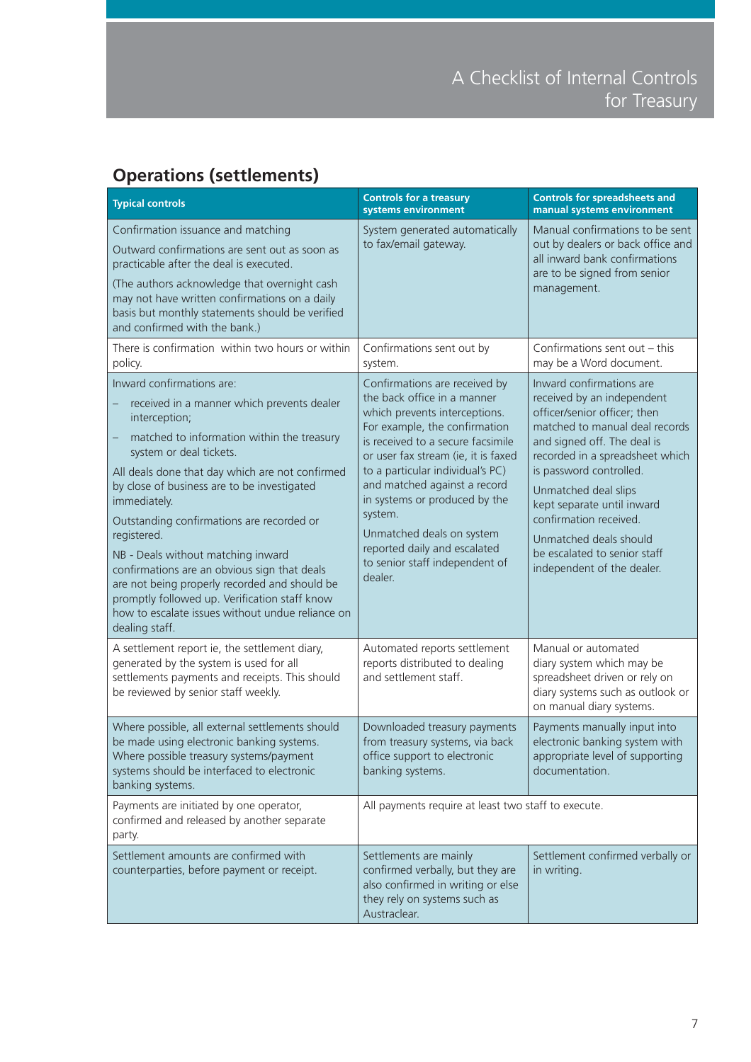## Operations (settlements)

| Typical controls | Controls for a treasury systems environment | Controls for spreadsheets and manual systems environment |
|---|---|---|
| Confirmation issuance and matching<br><br>Outward confirmations are sent out as soon as practicable after the deal is executed.<br><br>(The authors acknowledge that overnight cash may not have written confirmations on a daily basis but monthly statements should be verified and confirmed with the bank.) | System generated automatically to fax/email gateway. | Manual confirmations to be sent out by dealers or back office and all inward bank confirmations are to be signed from senior management. |
| There is confirmation within two hours or within policy. | Confirmations sent out by system. | Confirmations sent out – this may be a Word document. |
| Inward confirmations are:<br>– received in a manner which prevents dealer interception;<br>– matched to information within the treasury system or deal tickets.<br><br>All deals done that day which are not confirmed by close of business are to be investigated immediately.<br><br>Outstanding confirmations are recorded or registered.<br><br>NB - Deals without matching inward confirmations are an obvious sign that deals are not being properly recorded and should be promptly followed up. Verification staff know how to escalate issues without undue reliance on dealing staff. | Confirmations are received by the back office in a manner which prevents interceptions. For example, the confirmation is received to a secure facsimile or user fax stream (ie, it is faxed to a particular individual's PC) and matched against a record in systems or produced by the system.<br><br>Unmatched deals on system reported daily and escalated to senior staff independent of dealer. | Inward confirmations are received by an independent officer/senior officer; then matched to manual deal records and signed off. The deal is recorded in a spreadsheet which is password controlled.<br><br>Unmatched deal slips kept separate until inward confirmation received.<br><br>Unmatched deals should be escalated to senior staff independent of the dealer. |
| A settlement report ie, the settlement diary, generated by the system is used for all settlements payments and receipts. This should be reviewed by senior staff weekly. | Automated reports settlement reports distributed to dealing and settlement staff. | Manual or automated diary system which may be spreadsheet driven or rely on diary systems such as outlook or on manual diary systems. |
| Where possible, all external settlements should be made using electronic banking systems. Where possible treasury systems/payment systems should be interfaced to electronic banking systems. | Downloaded treasury payments from treasury systems, via back office support to electronic banking systems. | Payments manually input into electronic banking system with appropriate level of supporting documentation. |
| Payments are initiated by one operator, confirmed and released by another separate party. | All payments require at least two staff to execute. | |
| Settlement amounts are confirmed with counterparties, before payment or receipt. | Settlements are mainly confirmed verbally, but they are also confirmed in writing or else they rely on systems such as Austraclear. | Settlement confirmed verbally or in writing. |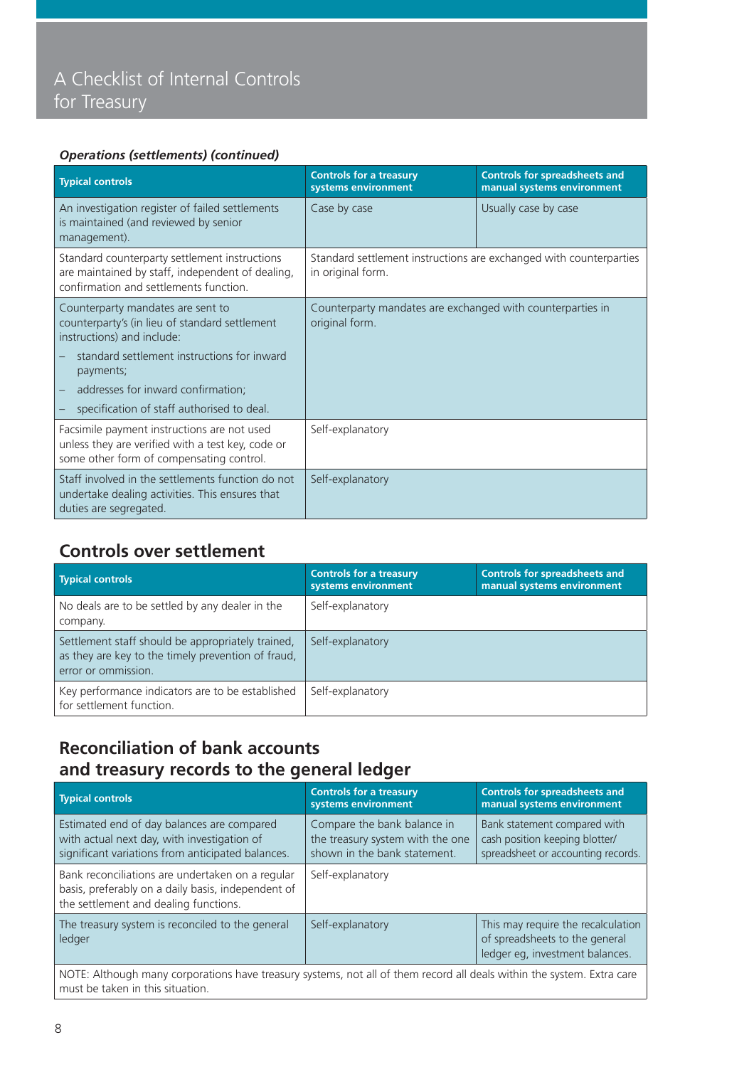#### *Operations (settlements) (continued)*

| Typical controls | Controls for a treasury systems environment | Controls for spreadsheets and manual systems environment |
|---|---|---|
| An investigation register of failed settlements is maintained (and reviewed by senior management). | Case by case | Usually case by case |
| Standard counterparty settlement instructions are maintained by staff, independent of dealing, confirmation and settlements function. | Standard settlement instructions are exchanged with counterparties in original form. | |
| Counterparty mandates are sent to counterparty's (in lieu of standard settlement instructions) and include: <br> – standard settlement instructions for inward payments; <br> – addresses for inward confirmation; <br> – specification of staff authorised to deal. | Counterparty mandates are exchanged with counterparties in original form. | |
| Facsimile payment instructions are not used unless they are verified with a test key, code or some other form of compensating control. | Self-explanatory | |
| Staff involved in the settlements function do not undertake dealing activities. This ensures that duties are segregated. | Self-explanatory | |

## Controls over settlement

| Typical controls | Controls for a treasury systems environment | Controls for spreadsheets and manual systems environment |
|---|---|---|
| No deals are to be settled by any dealer in the company. | Self-explanatory | |
| Settlement staff should be appropriately trained, as they are key to the timely prevention of fraud, error or ommission. | Self-explanatory | |
| Key performance indicators are to be established for settlement function. | Self-explanatory | |

## Reconciliation of bank accounts and treasury records to the general ledger

| Typical controls | Controls for a treasury systems environment | Controls for spreadsheets and manual systems environment |
|---|---|---|
| Estimated end of day balances are compared with actual next day, with investigation of significant variations from anticipated balances. | Compare the bank balance in the treasury system with the one shown in the bank statement. | Bank statement compared with cash position keeping blotter/ spreadsheet or accounting records. |
| Bank reconciliations are undertaken on a regular basis, preferably on a daily basis, independent of the settlement and dealing functions. | Self-explanatory | |
| The treasury system is reconciled to the general ledger | Self-explanatory | This may require the recalculation of spreadsheets to the general ledger eg, investment balances. |
| NOTE: Although many corporations have treasury systems, not all of them record all deals within the system. Extra care must be taken in this situation. | | |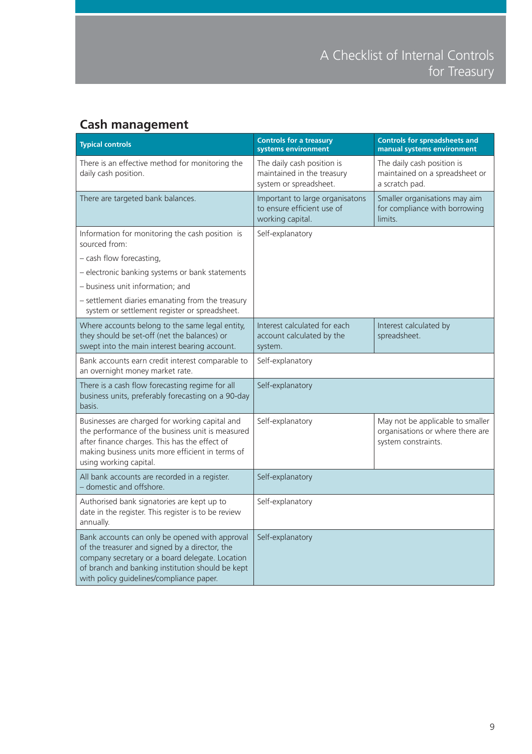## Cash management

| Typical controls | Controls for a treasury systems environment | Controls for spreadsheets and manual systems environment |
|---|---|---|
| There is an effective method for monitoring the daily cash position. | The daily cash position is maintained in the treasury system or spreadsheet. | The daily cash position is maintained on a spreadsheet or a scratch pad. |
| There are targeted bank balances. | Important to large organisatons to ensure efficient use of working capital. | Smaller organisations may aim for compliance with borrowing limits. |
| Information for monitoring the cash position is sourced from:<br>– cash flow forecasting,<br>– electronic banking systems or bank statements<br>– business unit information; and<br>– settlement diaries emanating from the treasury system or settlement register or spreadsheet. | Self-explanatory | |
| Where accounts belong to the same legal entity, they should be set-off (net the balances) or swept into the main interest bearing account. | Interest calculated for each account calculated by the system. | Interest calculated by spreadsheet. |
| Bank accounts earn credit interest comparable to an overnight money market rate. | Self-explanatory | |
| There is a cash flow forecasting regime for all business units, preferably forecasting on a 90-day basis. | Self-explanatory | |
| Businesses are charged for working capital and the performance of the business unit is measured after finance charges. This has the effect of making business units more efficient in terms of using working capital. | Self-explanatory | May not be applicable to smaller organisations or where there are system constraints. |
| All bank accounts are recorded in a register. – domestic and offshore. | Self-explanatory | |
| Authorised bank signatories are kept up to date in the register. This register is to be review annually. | Self-explanatory | |
| Bank accounts can only be opened with approval of the treasurer and signed by a director, the company secretary or a board delegate. Location of branch and banking institution should be kept with policy guidelines/compliance paper. | Self-explanatory | |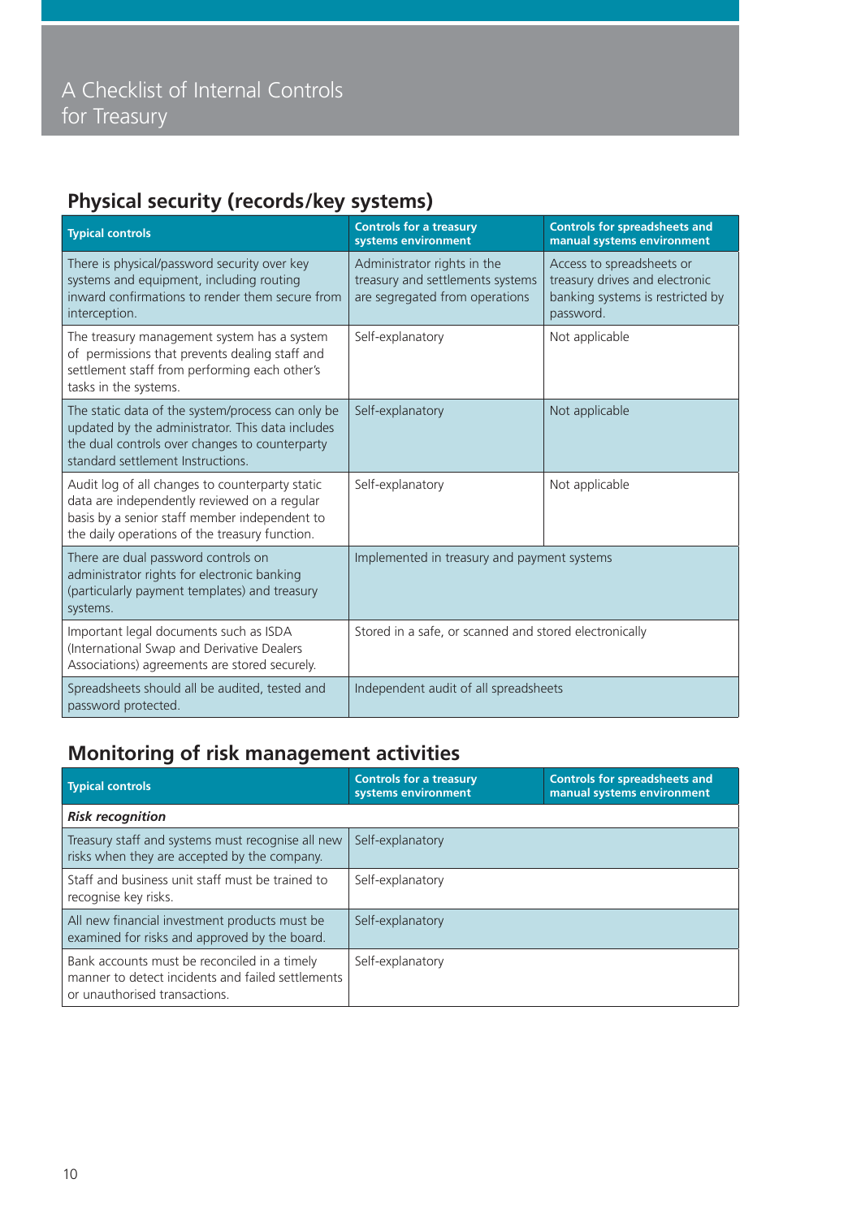# A Checklist of Internal Controls for Treasury

## Physical security (records/key systems)

| Typical controls | Controls for a treasury systems environment | Controls for spreadsheets and manual systems environment |
|---|---|---|
| There is physical/password security over key systems and equipment, including routing inward confirmations to render them secure from interception. | Administrator rights in the treasury and settlements systems are segregated from operations | Access to spreadsheets or treasury drives and electronic banking systems is restricted by password. |
| The treasury management system has a system of permissions that prevents dealing staff and settlement staff from performing each other's tasks in the systems. | Self-explanatory | Not applicable |
| The static data of the system/process can only be updated by the administrator. This data includes the dual controls over changes to counterparty standard settlement Instructions. | Self-explanatory | Not applicable |
| Audit log of all changes to counterparty static data are independently reviewed on a regular basis by a senior staff member independent to the daily operations of the treasury function. | Self-explanatory | Not applicable |
| There are dual password controls on administrator rights for electronic banking (particularly payment templates) and treasury systems. | Implemented in treasury and payment systems | |
| Important legal documents such as ISDA (International Swap and Derivative Dealers Associations) agreements are stored securely. | Stored in a safe, or scanned and stored electronically | |
| Spreadsheets should all be audited, tested and password protected. | Independent audit of all spreadsheets | |

## Monitoring of risk management activities

| Typical controls | Controls for a treasury systems environment | Controls for spreadsheets and manual systems environment |
|---|---|---|
| ***Risk recognition*** | | |
| Treasury staff and systems must recognise all new risks when they are accepted by the company. | Self-explanatory | |
| Staff and business unit staff must be trained to recognise key risks. | Self-explanatory | |
| All new financial investment products must be examined for risks and approved by the board. | Self-explanatory | |
| Bank accounts must be reconciled in a timely manner to detect incidents and failed settlements or unauthorised transactions. | Self-explanatory | |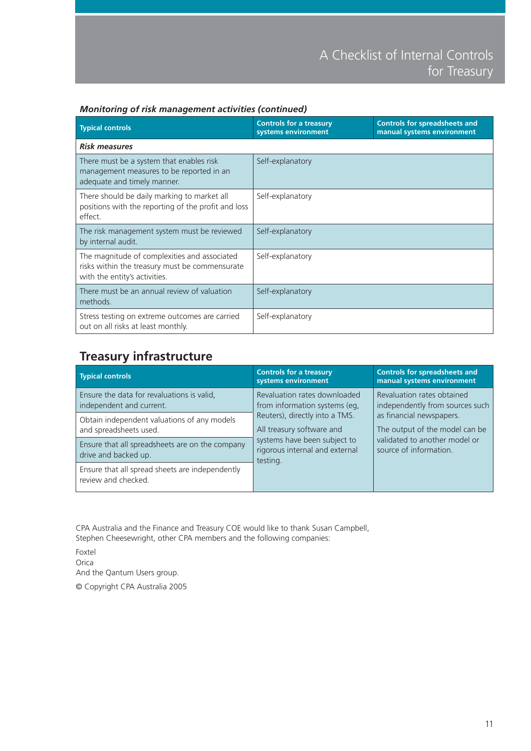### *Monitoring of risk management activities (continued)*

| Typical controls | Controls for a treasury systems environment | Controls for spreadsheets and manual systems environment |
|---|---|---|
| ***Risk measures*** | | |
| There must be a system that enables risk management measures to be reported in an adequate and timely manner. | Self-explanatory | |
| There should be daily marking to market all positions with the reporting of the profit and loss effect. | Self-explanatory | |
| The risk management system must be reviewed by internal audit. | Self-explanatory | |
| The magnitude of complexities and associated risks within the treasury must be commensurate with the entity's activities. | Self-explanatory | |
| There must be an annual review of valuation methods. | Self-explanatory | |
| Stress testing on extreme outcomes are carried out on all risks at least monthly. | Self-explanatory | |

## Treasury infrastructure

| Typical controls | Controls for a treasury systems environment | Controls for spreadsheets and manual systems environment |
|---|---|---|
| Ensure the data for revaluations is valid, independent and current. | Revaluation rates downloaded from information systems (eg, Reuters), directly into a TMS. | Revaluation rates obtained independently from sources such as financial newspapers. |
| Obtain independent valuations of any models and spreadsheets used. | All treasury software and systems have been subject to rigorous internal and external testing. | The output of the model can be validated to another model or source of information. |
| Ensure that all spreadsheets are on the company drive and backed up. | | |
| Ensure that all spread sheets are independently review and checked. | | |

CPA Australia and the Finance and Treasury COE would like to thank Susan Campbell, Stephen Cheesewright, other CPA members and the following companies:

Foxtel
Orica
And the Qantum Users group.

© Copyright CPA Australia 2005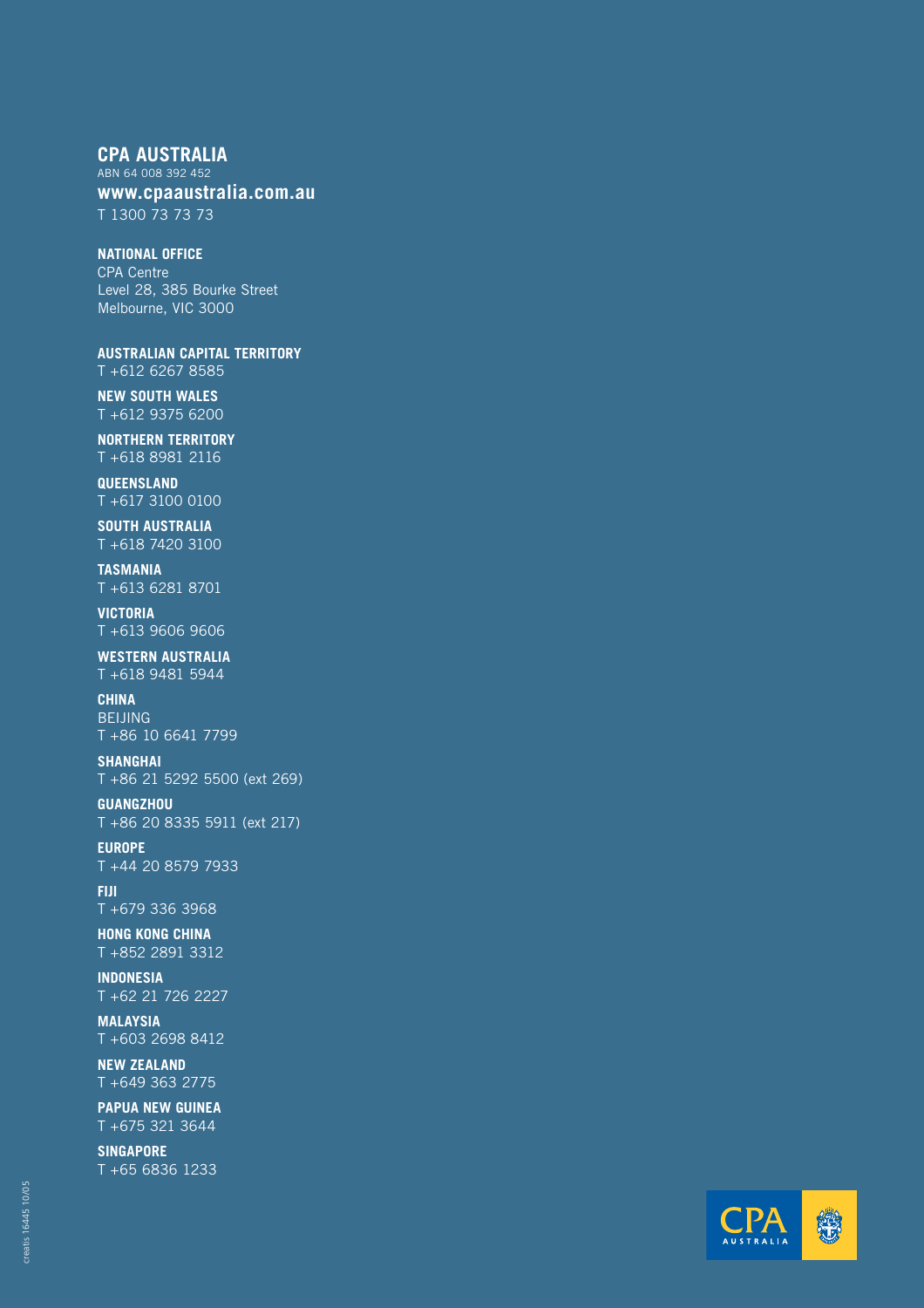**CPA AUSTRALIA**
ABN 64 008 392 452
**www.cpaaustralia.com.au**
T 1300 73 73 73

**NATIONAL OFFICE**
CPA Centre
Level 28, 385 Bourke Street
Melbourne, VIC 3000

**AUSTRALIAN CAPITAL TERRITORY**
T +612 6267 8585

**NEW SOUTH WALES**
T +612 9375 6200

**NORTHERN TERRITORY**
T +618 8981 2116

**QUEENSLAND**
T +617 3100 0100

**SOUTH AUSTRALIA**
T +618 7420 3100

**TASMANIA**
T +613 6281 8701

**VICTORIA**
T +613 9606 9606

**WESTERN AUSTRALIA**
T +618 9481 5944

**CHINA**
BEIJING
T +86 10 6641 7799

**SHANGHAI**
T +86 21 5292 5500 (ext 269)

**GUANGZHOU**
T +86 20 8335 5911 (ext 217)

**EUROPE**
T +44 20 8579 7933

**FIJI**
T +679 336 3968

**HONG KONG CHINA**
T +852 2891 3312

**INDONESIA**
T +62 21 726 2227

**MALAYSIA**
T +603 2698 8412

**NEW ZEALAND**
T +649 363 2775

**PAPUA NEW GUINEA**
T +675 321 3644

**SINGAPORE**
T +65 6836 1233

creatis 16445 10/05

CPA AUSTRALIA